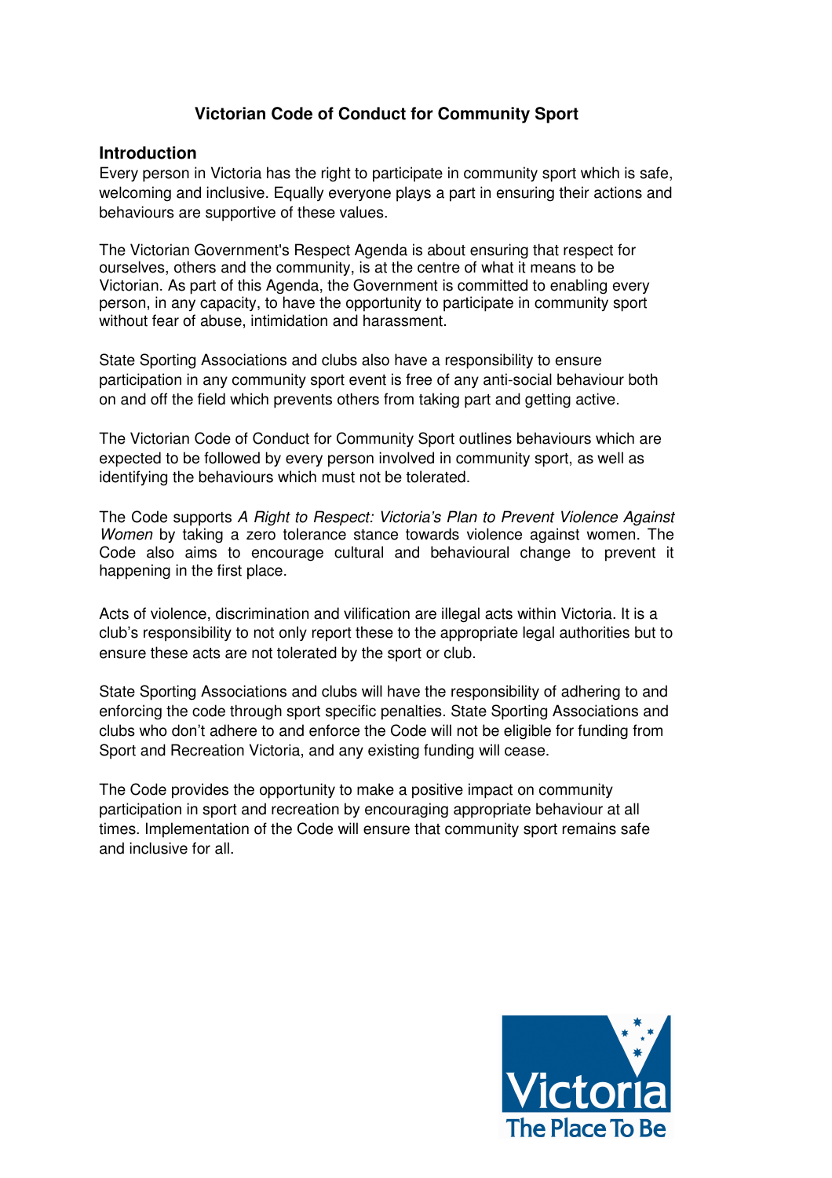# Victorian Code of Conduct for Community Sport

## Introduction

Every person in Victoria has the right to participate in community sport which is safe, welcoming and inclusive. Equally everyone plays a part in ensuring their actions and behaviours are supportive of these values.

The Victorian Government's Respect Agenda is about ensuring that respect for ourselves, others and the community, is at the centre of what it means to be Victorian. As part of this Agenda, the Government is committed to enabling every person, in any capacity, to have the opportunity to participate in community sport without fear of abuse, intimidation and harassment.

State Sporting Associations and clubs also have a responsibility to ensure participation in any community sport event is free of any anti-social behaviour both on and off the field which prevents others from taking part and getting active.

The Victorian Code of Conduct for Community Sport outlines behaviours which are expected to be followed by every person involved in community sport, as well as identifying the behaviours which must not be tolerated.

The Code supports *A Right to Respect: Victoria's Plan to Prevent Violence Against Women* by taking a zero tolerance stance towards violence against women. The Code also aims to encourage cultural and behavioural change to prevent it happening in the first place.

Acts of violence, discrimination and vilification are illegal acts within Victoria. It is a club's responsibility to not only report these to the appropriate legal authorities but to ensure these acts are not tolerated by the sport or club.

State Sporting Associations and clubs will have the responsibility of adhering to and enforcing the code through sport specific penalties. State Sporting Associations and clubs who don't adhere to and enforce the Code will not be eligible for funding from Sport and Recreation Victoria, and any existing funding will cease.

The Code provides the opportunity to make a positive impact on community participation in sport and recreation by encouraging appropriate behaviour at all times. Implementation of the Code will ensure that community sport remains safe and inclusive for all.

Victoria The Place To Be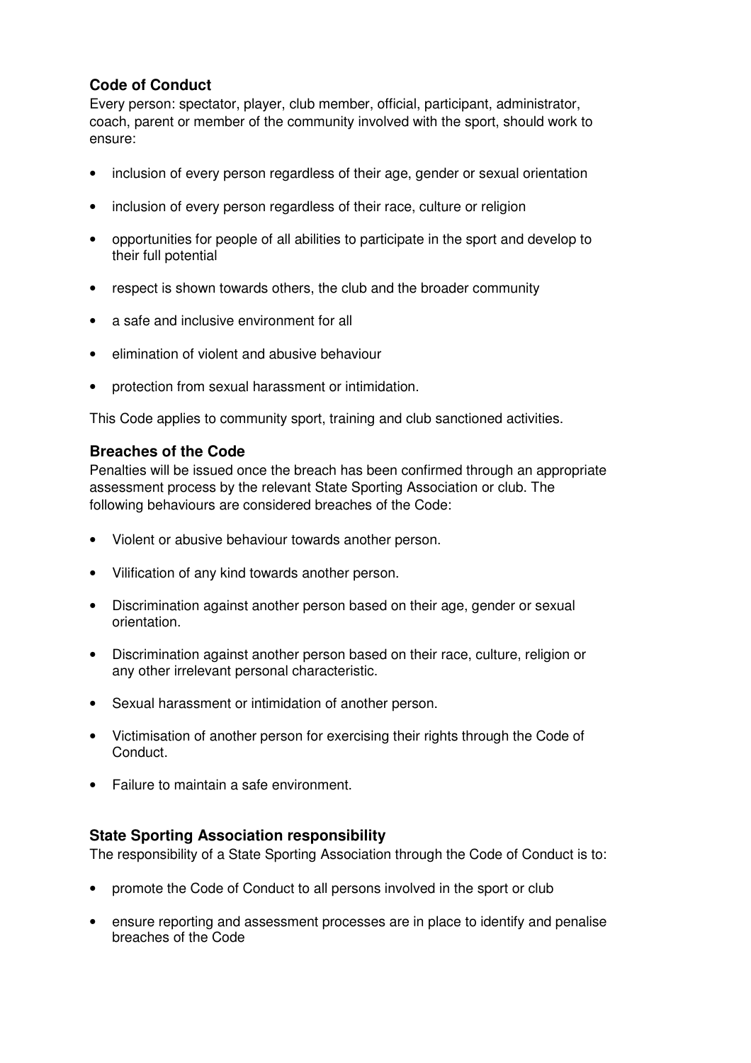## Code of Conduct

Every person: spectator, player, club member, official, participant, administrator, coach, parent or member of the community involved with the sport, should work to ensure:

- inclusion of every person regardless of their age, gender or sexual orientation
- inclusion of every person regardless of their race, culture or religion
- opportunities for people of all abilities to participate in the sport and develop to their full potential
- respect is shown towards others, the club and the broader community
- a safe and inclusive environment for all
- elimination of violent and abusive behaviour
- protection from sexual harassment or intimidation.

This Code applies to community sport, training and club sanctioned activities.

## Breaches of the Code

Penalties will be issued once the breach has been confirmed through an appropriate assessment process by the relevant State Sporting Association or club. The following behaviours are considered breaches of the Code:

- Violent or abusive behaviour towards another person.
- Vilification of any kind towards another person.
- Discrimination against another person based on their age, gender or sexual orientation.
- Discrimination against another person based on their race, culture, religion or any other irrelevant personal characteristic.
- Sexual harassment or intimidation of another person.
- Victimisation of another person for exercising their rights through the Code of Conduct.
- Failure to maintain a safe environment.

## State Sporting Association responsibility

The responsibility of a State Sporting Association through the Code of Conduct is to:

- promote the Code of Conduct to all persons involved in the sport or club
- ensure reporting and assessment processes are in place to identify and penalise breaches of the Code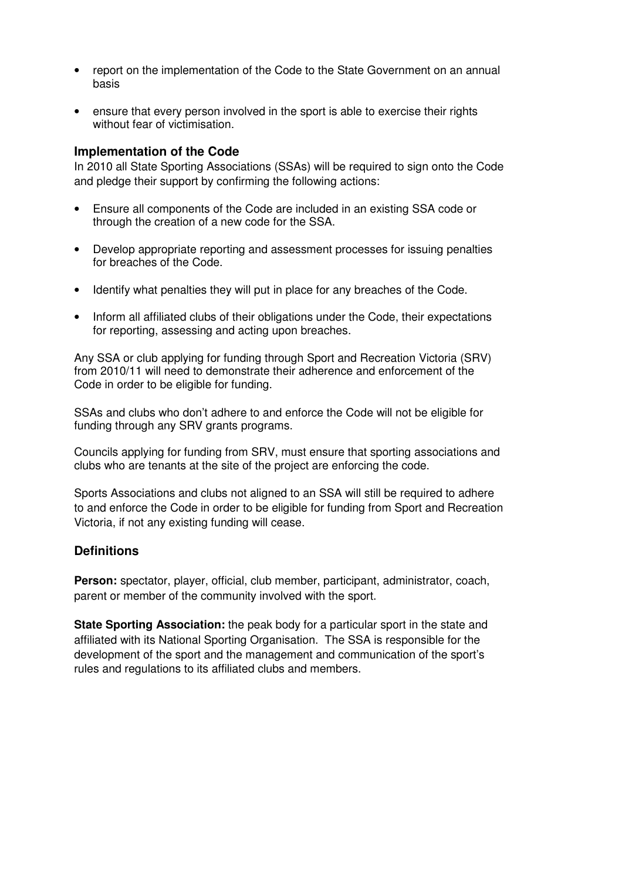- report on the implementation of the Code to the State Government on an annual basis
- ensure that every person involved in the sport is able to exercise their rights without fear of victimisation.

### Implementation of the Code

In 2010 all State Sporting Associations (SSAs) will be required to sign onto the Code and pledge their support by confirming the following actions:

- Ensure all components of the Code are included in an existing SSA code or through the creation of a new code for the SSA.
- Develop appropriate reporting and assessment processes for issuing penalties for breaches of the Code.
- Identify what penalties they will put in place for any breaches of the Code.
- Inform all affiliated clubs of their obligations under the Code, their expectations for reporting, assessing and acting upon breaches.

Any SSA or club applying for funding through Sport and Recreation Victoria (SRV) from 2010/11 will need to demonstrate their adherence and enforcement of the Code in order to be eligible for funding.

SSAs and clubs who don't adhere to and enforce the Code will not be eligible for funding through any SRV grants programs.

Councils applying for funding from SRV, must ensure that sporting associations and clubs who are tenants at the site of the project are enforcing the code.

Sports Associations and clubs not aligned to an SSA will still be required to adhere to and enforce the Code in order to be eligible for funding from Sport and Recreation Victoria, if not any existing funding will cease.

### Definitions

**Person:** spectator, player, official, club member, participant, administrator, coach, parent or member of the community involved with the sport.

**State Sporting Association:** the peak body for a particular sport in the state and affiliated with its National Sporting Organisation. The SSA is responsible for the development of the sport and the management and communication of the sport's rules and regulations to its affiliated clubs and members.